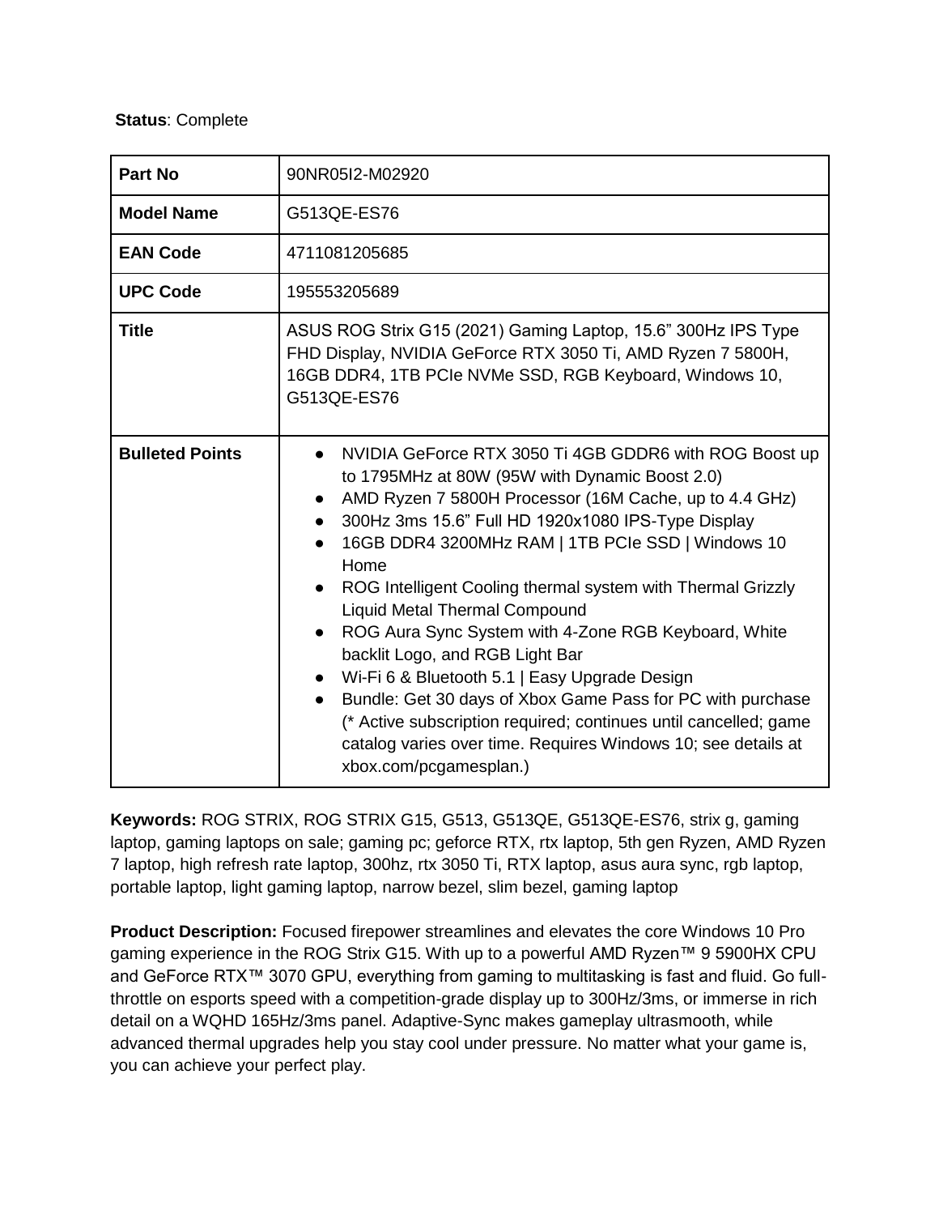**Status**: Complete

| **Part No** | 90NR05I2-M02920 |
|---|---|
| **Model Name** | G513QE-ES76 |
| **EAN Code** | 4711081205685 |
| **UPC Code** | 195553205689 |
| **Title** | ASUS ROG Strix G15 (2021) Gaming Laptop, 15.6” 300Hz IPS Type FHD Display, NVIDIA GeForce RTX 3050 Ti, AMD Ryzen 7 5800H, 16GB DDR4, 1TB PCIe NVMe SSD, RGB Keyboard, Windows 10, G513QE-ES76 |
| **Bulleted Points** | • NVIDIA GeForce RTX 3050 Ti 4GB GDDR6 with ROG Boost up to 1795MHz at 80W (95W with Dynamic Boost 2.0)<br>• AMD Ryzen 7 5800H Processor (16M Cache, up to 4.4 GHz)<br>• 300Hz 3ms 15.6” Full HD 1920x1080 IPS-Type Display<br>• 16GB DDR4 3200MHz RAM \| 1TB PCIe SSD \| Windows 10 Home<br>• ROG Intelligent Cooling thermal system with Thermal Grizzly Liquid Metal Thermal Compound<br>• ROG Aura Sync System with 4-Zone RGB Keyboard, White backlit Logo, and RGB Light Bar<br>• Wi-Fi 6 & Bluetooth 5.1 \| Easy Upgrade Design<br>• Bundle: Get 30 days of Xbox Game Pass for PC with purchase (* Active subscription required; continues until cancelled; game catalog varies over time. Requires Windows 10; see details at xbox.com/pcgamesplan.) |

**Keywords:** ROG STRIX, ROG STRIX G15, G513, G513QE, G513QE-ES76, strix g, gaming laptop, gaming laptops on sale; gaming pc; geforce RTX, rtx laptop, 5th gen Ryzen, AMD Ryzen 7 laptop, high refresh rate laptop, 300hz, rtx 3050 Ti, RTX laptop, asus aura sync, rgb laptop, portable laptop, light gaming laptop, narrow bezel, slim bezel, gaming laptop

**Product Description:** Focused firepower streamlines and elevates the core Windows 10 Pro gaming experience in the ROG Strix G15. With up to a powerful AMD Ryzen™ 9 5900HX CPU and GeForce RTX™ 3070 GPU, everything from gaming to multitasking is fast and fluid. Go full-throttle on esports speed with a competition-grade display up to 300Hz/3ms, or immerse in rich detail on a WQHD 165Hz/3ms panel. Adaptive-Sync makes gameplay ultrasmooth, while advanced thermal upgrades help you stay cool under pressure. No matter what your game is, you can achieve your perfect play.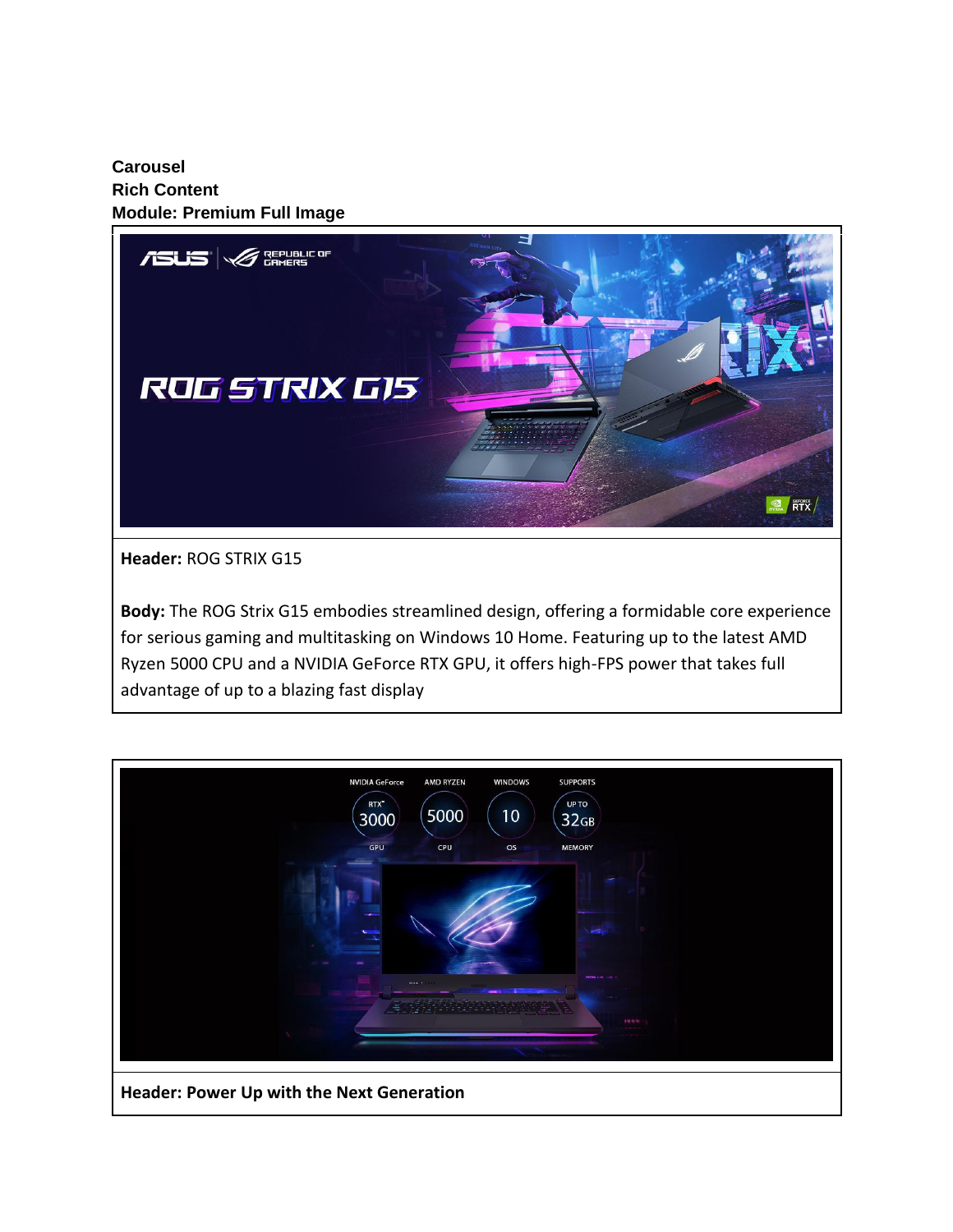**Carousel**
**Rich Content**
**Module: Premium Full Image**

**Header:** ROG STRIX G15

**Body:** The ROG Strix G15 embodies streamlined design, offering a formidable core experience for serious gaming and multitasking on Windows 10 Home. Featuring up to the latest AMD Ryzen 5000 CPU and a NVIDIA GeForce RTX GPU, it offers high-FPS power that takes full advantage of up to a blazing fast display

**Header: Power Up with the Next Generation**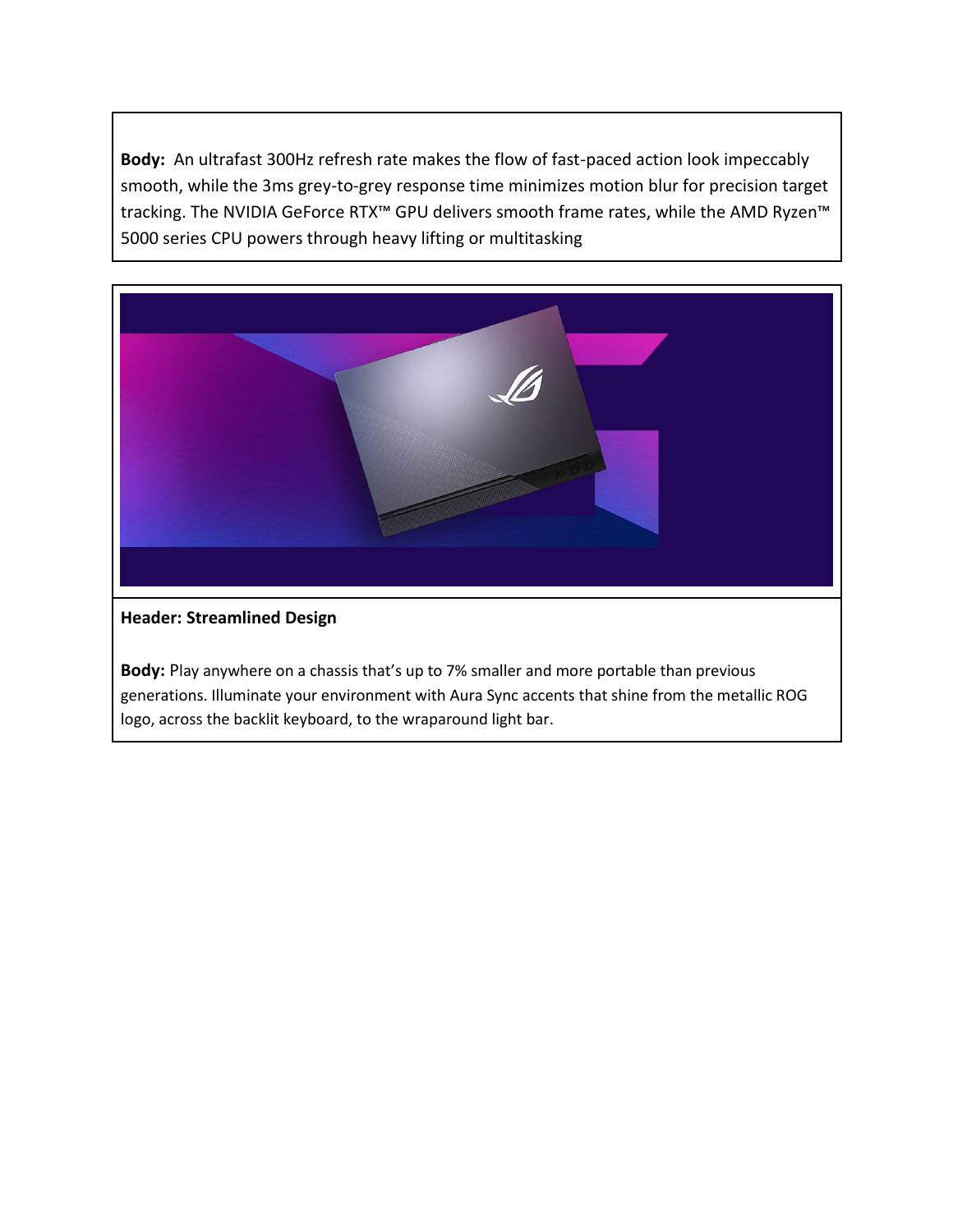**Body:** An ultrafast 300Hz refresh rate makes the flow of fast-paced action look impeccably smooth, while the 3ms grey-to-grey response time minimizes motion blur for precision target tracking. The NVIDIA GeForce RTX™ GPU delivers smooth frame rates, while the AMD Ryzen™ 5000 series CPU powers through heavy lifting or multitasking

**Header: Streamlined Design**

**Body:** Play anywhere on a chassis that's up to 7% smaller and more portable than previous generations. Illuminate your environment with Aura Sync accents that shine from the metallic ROG logo, across the backlit keyboard, to the wraparound light bar.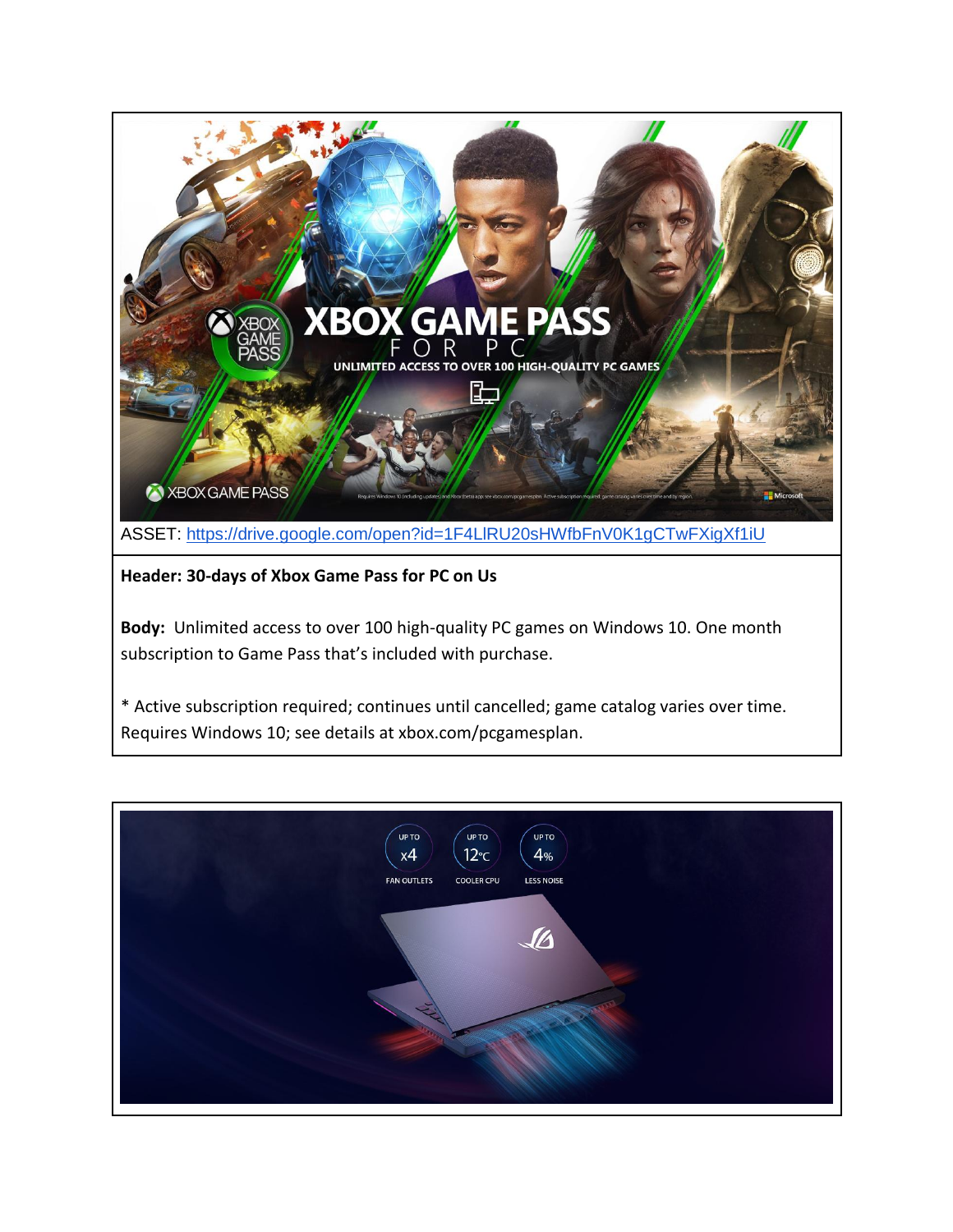ASSET: https://drive.google.com/open?id=1F4LlRU20sHWfbFnV0K1gCTwFXigXf1iU

**Header: 30-days of Xbox Game Pass for PC on Us**

**Body:** Unlimited access to over 100 high-quality PC games on Windows 10. One month subscription to Game Pass that's included with purchase.

* Active subscription required; continues until cancelled; game catalog varies over time. Requires Windows 10; see details at xbox.com/pcgamesplan.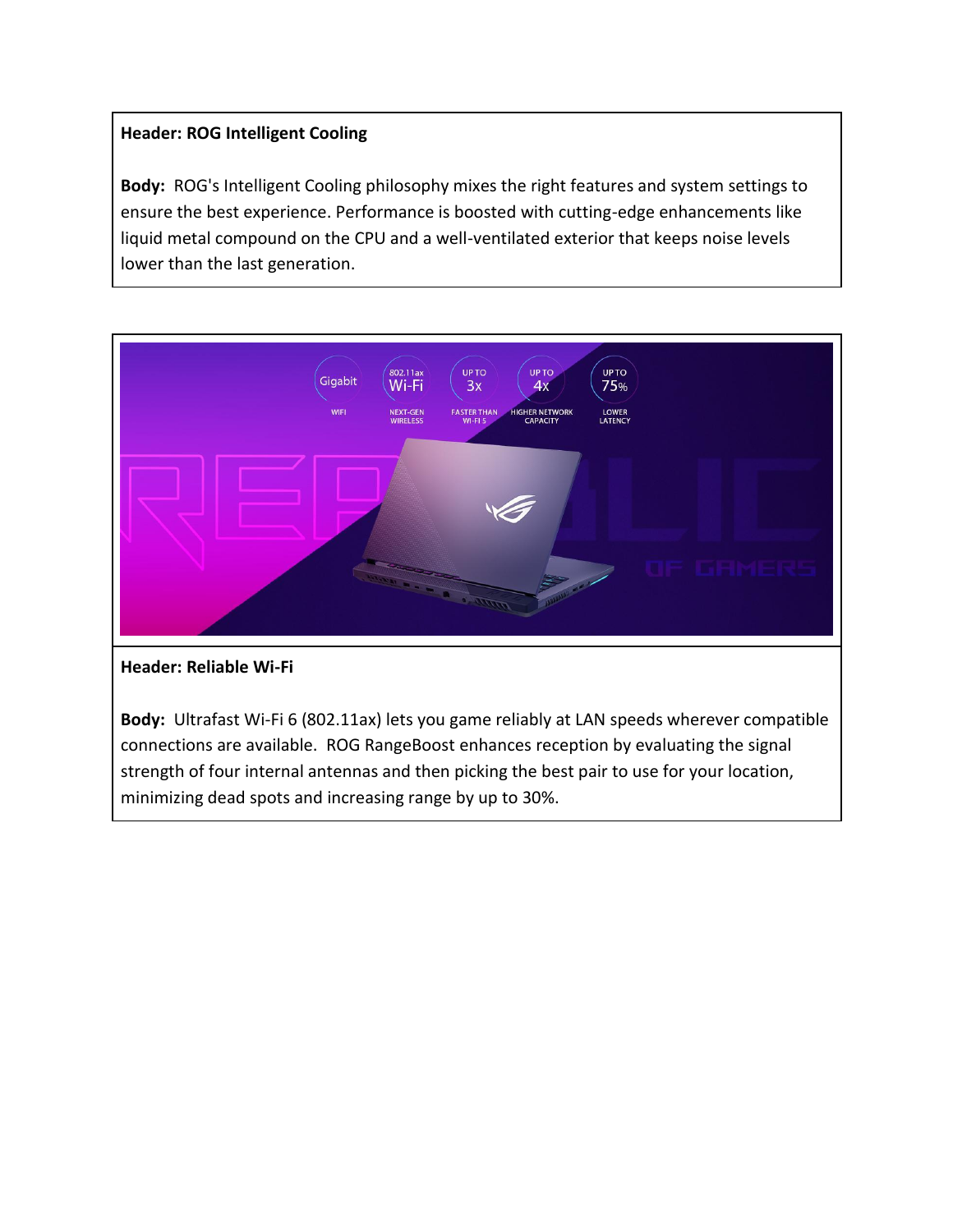**Header: ROG Intelligent Cooling**

**Body:** ROG's Intelligent Cooling philosophy mixes the right features and system settings to ensure the best experience. Performance is boosted with cutting-edge enhancements like liquid metal compound on the CPU and a well-ventilated exterior that keeps noise levels lower than the last generation.

**Header: Reliable Wi-Fi**

**Body:** Ultrafast Wi-Fi 6 (802.11ax) lets you game reliably at LAN speeds wherever compatible connections are available. ROG RangeBoost enhances reception by evaluating the signal strength of four internal antennas and then picking the best pair to use for your location, minimizing dead spots and increasing range by up to 30%.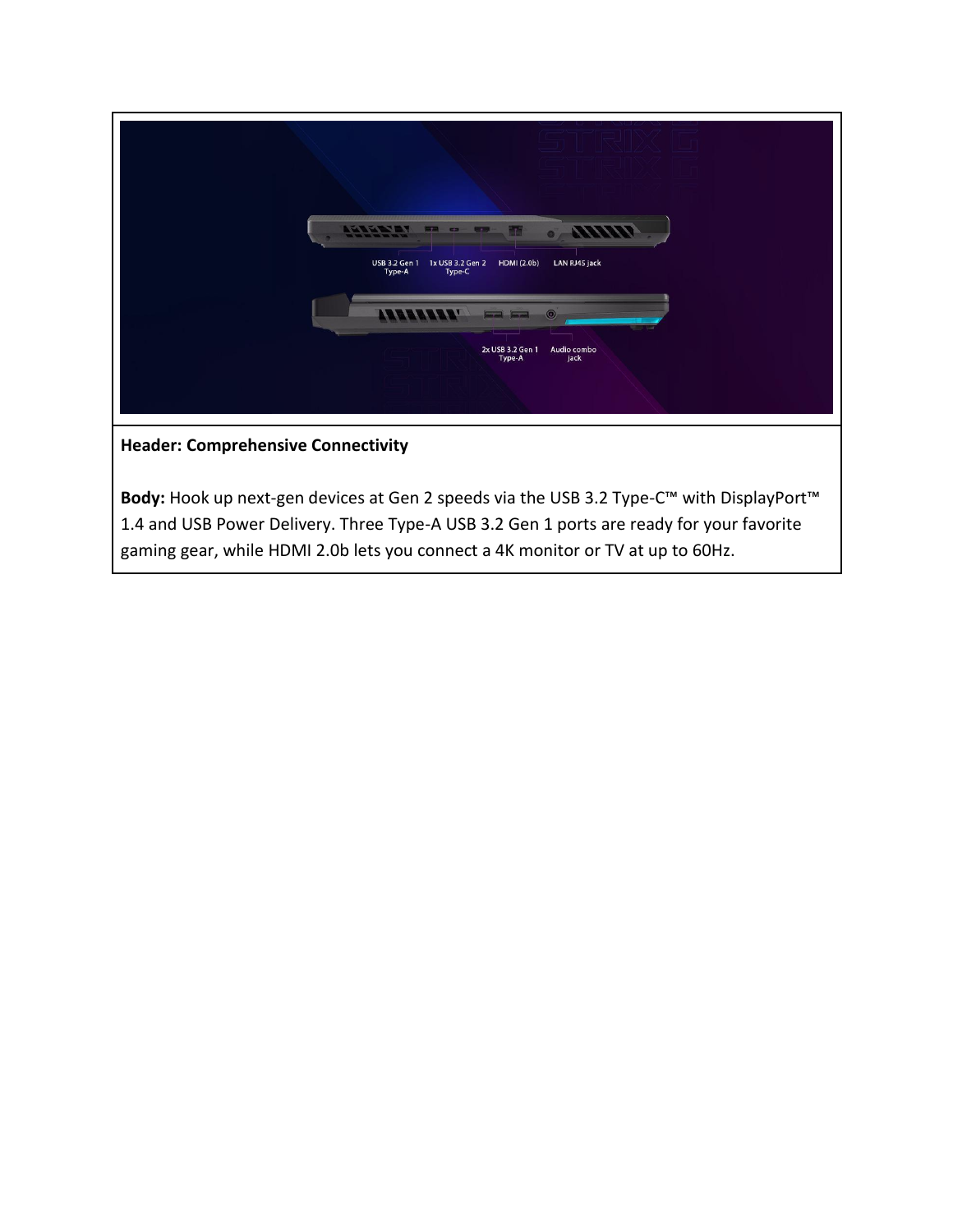USB 3.2 Gen 1 Type-A

1x USB 3.2 Gen 2 Type-C

HDMI (2.0b)

LAN RJ45 Jack

2x USB 3.2 Gen 1 Type-A

Audio combo jack

**Header: Comprehensive Connectivity**

**Body:** Hook up next-gen devices at Gen 2 speeds via the USB 3.2 Type-C™ with DisplayPort™ 1.4 and USB Power Delivery. Three Type-A USB 3.2 Gen 1 ports are ready for your favorite gaming gear, while HDMI 2.0b lets you connect a 4K monitor or TV at up to 60Hz.